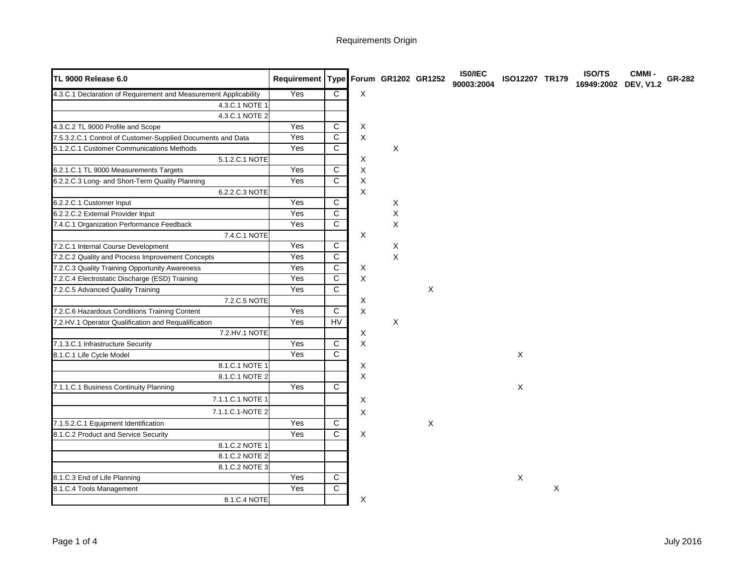# Requirements Origin

| TL 9000 Release 6.0 | Requirement | Type | Forum | GR1202 | GR1252 | ISO/IEC 90003:2004 | ISO12207 | TR179 | ISO/TS 16949:2002 | CMMI - DEV, V1.2 | GR-282 |
|---|---|---|---|---|---|---|---|---|---|---|---|
| 4.3.C.1 Declaration of Requirement and Measurement Applicability | Yes | C | X | | | | | | | | |
| 4.3.C.1 NOTE 1 | | | | | | | | | | | |
| 4.3.C.1 NOTE 2 | | | | | | | | | | | |
| 4.3.C.2 TL 9000 Profile and Scope | Yes | C | X | | | | | | | | |
| 7.5.3.2.C.1 Control of Customer-Supplied Documents and Data | Yes | C | X | | | | | | | | |
| 5.1.2.C.1 Customer Communications Methods | Yes | C | | X | | | | | | | |
| 5.1.2.C.1 NOTE | | | X | | | | | | | | |
| 6.2.1.C.1 TL 9000 Measurements Targets | Yes | C | X | | | | | | | | |
| 6.2.2.C.3 Long- and Short-Term Quality Planning | Yes | C | X | | | | | | | | |
| 6.2.2.C.3 NOTE | | | X | | | | | | | | |
| 6.2.2.C.1 Customer Input | Yes | C | | X | | | | | | | |
| 6.2.2.C.2 External Provider Input | Yes | C | | X | | | | | | | |
| 7.4.C.1 Organization Performance Feedback | Yes | C | | X | | | | | | | |
| 7.4.C.1 NOTE | | | X | | | | | | | | |
| 7.2.C.1 Internal Course Development | Yes | C | | X | | | | | | | |
| 7.2.C.2 Quality and Process Improvement Concepts | Yes | C | | X | | | | | | | |
| 7.2.C.3 Quality Training Opportunity Awareness | Yes | C | X | | | | | | | | |
| 7.2.C.4 Electrostatic Discharge (ESD) Training | Yes | C | X | | | | | | | | |
| 7.2.C.5 Advanced Quality Training | Yes | C | | | X | | | | | | |
| 7.2.C.5 NOTE | | | X | | | | | | | | |
| 7.2.C.6 Hazardous Conditions Training Content | Yes | C | X | | | | | | | | |
| 7.2.HV.1 Operator Qualification and Requalification | Yes | HV | | X | | | | | | | |
| 7.2.HV.1 NOTE | | | X | | | | | | | | |
| 7.1.3.C.1 Infrastructure Security | Yes | C | X | | | | | | | | |
| 8.1.C.1 Life Cycle Model | Yes | C | | | | | X | | | | |
| 8.1.C.1 NOTE 1 | | | X | | | | | | | | |
| 8.1.C.1 NOTE 2 | | | X | | | | | | | | |
| 7.1.1.C.1 Business Continuity Planning | Yes | C | | | | | X | | | | |
| 7.1.1.C.1 NOTE 1 | | | X | | | | | | | | |
| 7.1.1.C.1-NOTE 2 | | | X | | | | | | | | |
| 7.1.5.2.C.1 Equipment Identification | Yes | C | | | X | | | | | | |
| 8.1.C.2 Product and Service Security | Yes | C | X | | | | | | | | |
| 8.1.C.2 NOTE 1 | | | | | | | | | | | |
| 8.1.C.2 NOTE 2 | | | | | | | | | | | |
| 8.1.C.2 NOTE 3 | | | | | | | | | | | |
| 8.1.C.3 End of Life Planning | Yes | C | | | | | X | | | | |
| 8.1.C.4 Tools Management | Yes | C | | | | | | X | | | |
| 8.1.C.4 NOTE | | | X | | | | | | | | |

July 2016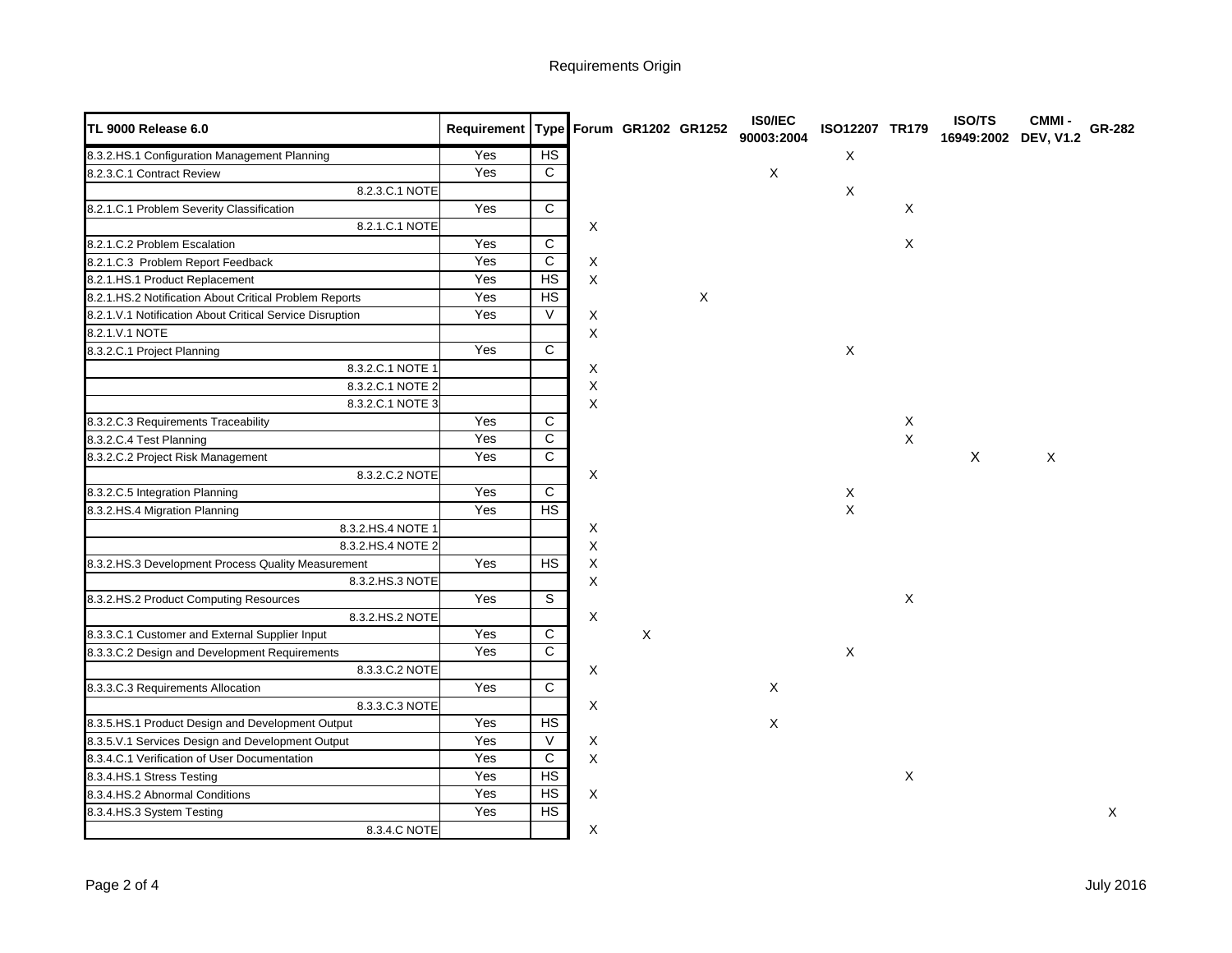# Requirements Origin

| TL 9000 Release 6.0 | Requirement | Type | Forum | GR1202 | GR1252 | ISO/IEC 90003:2004 | ISO12207 | TR179 | ISO/TS 16949:2002 | CMMI - DEV, V1.2 | GR-282 |
|---|---|---|---|---|---|---|---|---|---|---|---|
| 8.3.2.HS.1 Configuration Management Planning | Yes | HS | | | | | X | | | | |
| 8.2.3.C.1 Contract Review | Yes | C | | | | X | | | | | |
| 8.2.3.C.1 NOTE | | | | | | | X | | | | |
| 8.2.1.C.1 Problem Severity Classification | Yes | C | | | | | | X | | | |
| 8.2.1.C.1 NOTE | | | X | | | | | | | | |
| 8.2.1.C.2 Problem Escalation | Yes | C | | | | | | X | | | |
| 8.2.1.C.3 Problem Report Feedback | Yes | C | X | | | | | | | | |
| 8.2.1.HS.1 Product Replacement | Yes | HS | X | | | | | | | | |
| 8.2.1.HS.2 Notification About Critical Problem Reports | Yes | HS | | | X | | | | | | |
| 8.2.1.V.1 Notification About Critical Service Disruption | Yes | V | X | | | | | | | | |
| 8.2.1.V.1 NOTE | | | X | | | | | | | | |
| 8.3.2.C.1 Project Planning | Yes | C | | | | | X | | | | |
| 8.3.2.C.1 NOTE 1 | | | X | | | | | | | | |
| 8.3.2.C.1 NOTE 2 | | | X | | | | | | | | |
| 8.3.2.C.1 NOTE 3 | | | X | | | | | | | | |
| 8.3.2.C.3 Requirements Traceability | Yes | C | | | | | | X | | | |
| 8.3.2.C.4 Test Planning | Yes | C | | | | | | X | | | |
| 8.3.2.C.2 Project Risk Management | Yes | C | | | | | | | X | X | |
| 8.3.2.C.2 NOTE | | | X | | | | | | | | |
| 8.3.2.C.5 Integration Planning | Yes | C | | | | | X | | | | |
| 8.3.2.HS.4 Migration Planning | Yes | HS | | | | | X | | | | |
| 8.3.2.HS.4 NOTE 1 | | | X | | | | | | | | |
| 8.3.2.HS.4 NOTE 2 | | | X | | | | | | | | |
| 8.3.2.HS.3 Development Process Quality Measurement | Yes | HS | X | | | | | | | | |
| 8.3.2.HS.3 NOTE | | | X | | | | | | | | |
| 8.3.2.HS.2 Product Computing Resources | Yes | S | | | | | | X | | | |
| 8.3.2.HS.2 NOTE | | | X | | | | | | | | |
| 8.3.3.C.1 Customer and External Supplier Input | Yes | C | | X | | | | | | | |
| 8.3.3.C.2 Design and Development Requirements | Yes | C | | | | | X | | | | |
| 8.3.3.C.2 NOTE | | | X | | | | | | | | |
| 8.3.3.C.3 Requirements Allocation | Yes | C | | | | X | | | | | |
| 8.3.3.C.3 NOTE | | | X | | | | | | | | |
| 8.3.5.HS.1 Product Design and Development Output | Yes | HS | | | | X | | | | | |
| 8.3.5.V.1 Services Design and Development Output | Yes | V | X | | | | | | | | |
| 8.3.4.C.1 Verification of User Documentation | Yes | C | X | | | | | | | | |
| 8.3.4.HS.1 Stress Testing | Yes | HS | | | | | | X | | | |
| 8.3.4.HS.2 Abnormal Conditions | Yes | HS | X | | | | | | | | |
| 8.3.4.HS.3 System Testing | Yes | HS | | | | | | | | | X |
| 8.3.4.C NOTE | | | X | | | | | | | | |

July 2016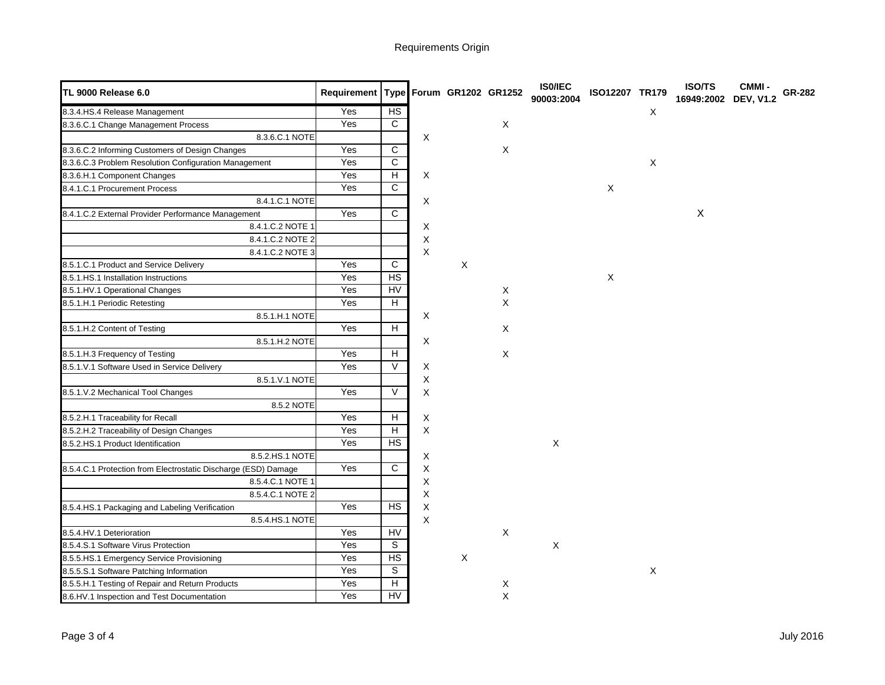# Requirements Origin

| TL 9000 Release 6.0 | Requirement | Type | Forum | GR1202 | GR1252 | ISO/IEC 90003:2004 | ISO12207 | TR179 | ISO/TS 16949:2002 | CMMI - DEV, V1.2 | GR-282 |
|---|---|---|---|---|---|---|---|---|---|---|---|
| 8.3.4.HS.4 Release Management | Yes | HS | | | | | | X | | | |
| 8.3.6.C.1 Change Management Process | Yes | C | | | X | | | | | | |
| 8.3.6.C.1 NOTE | | | X | | | | | | | | |
| 8.3.6.C.2 Informing Customers of Design Changes | Yes | C | | | X | | | | | | |
| 8.3.6.C.3 Problem Resolution Configuration Management | Yes | C | | | | | | X | | | |
| 8.3.6.H.1 Component Changes | Yes | H | X | | | | | | | | |
| 8.4.1.C.1 Procurement Process | Yes | C | | | | | X | | | | |
| 8.4.1.C.1 NOTE | | | X | | | | | | | | |
| 8.4.1.C.2 External Provider Performance Management | Yes | C | | | | | | | X | | |
| 8.4.1.C.2 NOTE 1 | | | X | | | | | | | | |
| 8.4.1.C.2 NOTE 2 | | | X | | | | | | | | |
| 8.4.1.C.2 NOTE 3 | | | X | | | | | | | | |
| 8.5.1.C.1 Product and Service Delivery | Yes | C | | X | | | | | | | |
| 8.5.1.HS.1 Installation Instructions | Yes | HS | | | | | X | | | | |
| 8.5.1.HV.1 Operational Changes | Yes | HV | | | X | | | | | | |
| 8.5.1.H.1 Periodic Retesting | Yes | H | | | X | | | | | | |
| 8.5.1.H.1 NOTE | | | X | | | | | | | | |
| 8.5.1.H.2 Content of Testing | Yes | H | | | X | | | | | | |
| 8.5.1.H.2 NOTE | | | X | | | | | | | | |
| 8.5.1.H.3 Frequency of Testing | Yes | H | | | X | | | | | | |
| 8.5.1.V.1 Software Used in Service Delivery | Yes | V | X | | | | | | | | |
| 8.5.1.V.1 NOTE | | | X | | | | | | | | |
| 8.5.1.V.2 Mechanical Tool Changes | Yes | V | X | | | | | | | | |
| 8.5.2 NOTE | | | | | | | | | | | |
| 8.5.2.H.1 Traceability for Recall | Yes | H | X | | | | | | | | |
| 8.5.2.H.2 Traceability of Design Changes | Yes | H | X | | | | | | | | |
| 8.5.2.HS.1 Product Identification | Yes | HS | | | | X | | | | | |
| 8.5.2.HS.1 NOTE | | | X | | | | | | | | |
| 8.5.4.C.1 Protection from Electrostatic Discharge (ESD) Damage | Yes | C | X | | | | | | | | |
| 8.5.4.C.1 NOTE 1 | | | X | | | | | | | | |
| 8.5.4.C.1 NOTE 2 | | | X | | | | | | | | |
| 8.5.4.HS.1 Packaging and Labeling Verification | Yes | HS | X | | | | | | | | |
| 8.5.4.HS.1 NOTE | | | X | | | | | | | | |
| 8.5.4.HV.1 Deterioration | Yes | HV | | | X | | | | | | |
| 8.5.4.S.1 Software Virus Protection | Yes | S | | | | X | | | | | |
| 8.5.5.HS.1 Emergency Service Provisioning | Yes | HS | | X | | | | | | | |
| 8.5.5.S.1 Software Patching Information | Yes | S | | | | | | X | | | |
| 8.5.5.H.1 Testing of Repair and Return Products | Yes | H | | | X | | | | | | |
| 8.6.HV.1 Inspection and Test Documentation | Yes | HV | | | X | | | | | | |

July 2016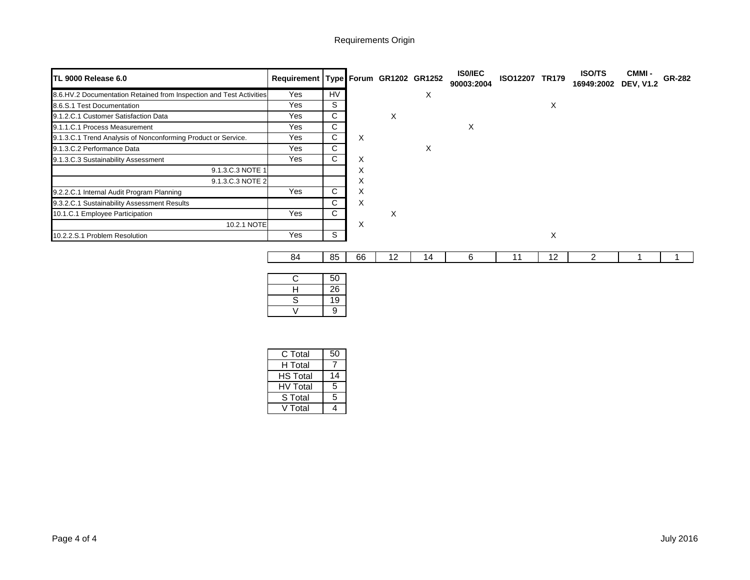Requirements Origin

| TL 9000 Release 6.0 | Requirement | Type | Forum | GR1202 | GR1252 | IS0/IEC 90003:2004 | ISO12207 | TR179 | ISO/TS 16949:2002 | CMMI - DEV, V1.2 | GR-282 |
|---|---|---|---|---|---|---|---|---|---|---|---|
| 8.6.HV.2 Documentation Retained from Inspection and Test Activities | Yes | HV | | | X | | | | | | |
| 8.6.S.1 Test Documentation | Yes | S | | | | | | X | | | |
| 9.1.2.C.1 Customer Satisfaction Data | Yes | C | | X | | | | | | | |
| 9.1.1.C.1 Process Measurement | Yes | C | | | | X | | | | | |
| 9.1.3.C.1 Trend Analysis of Nonconforming Product or Service. | Yes | C | X | | | | | | | | |
| 9.1.3.C.2 Performance Data | Yes | C | | | X | | | | | | |
| 9.1.3.C.3 Sustainability Assessment | Yes | C | X | | | | | | | | |
| 9.1.3.C.3 NOTE 1 | | | X | | | | | | | | |
| 9.1.3.C.3 NOTE 2 | | | X | | | | | | | | |
| 9.2.2.C.1 Internal Audit Program Planning | Yes | C | X | | | | | | | | |
| 9.3.2.C.1 Sustainability Assessment Results | | C | X | | | | | | | | |
| 10.1.C.1 Employee Participation | Yes | C | | X | | | | | | | |
| 10.2.1 NOTE | | | X | | | | | | | | |
| 10.2.2.S.1 Problem Resolution | Yes | S | | | | | | X | | | |
| | 84 | 85 | 66 | 12 | 14 | 6 | 11 | 12 | 2 | 1 | 1 |

| | |
|---|---|
| C | 50 |
| H | 26 |
| S | 19 |
| V | 9 |

| | |
|---|---|
| C Total | 50 |
| H Total | 7 |
| HS Total | 14 |
| HV Total | 5 |
| S Total | 5 |
| V Total | 4 |

July 2016